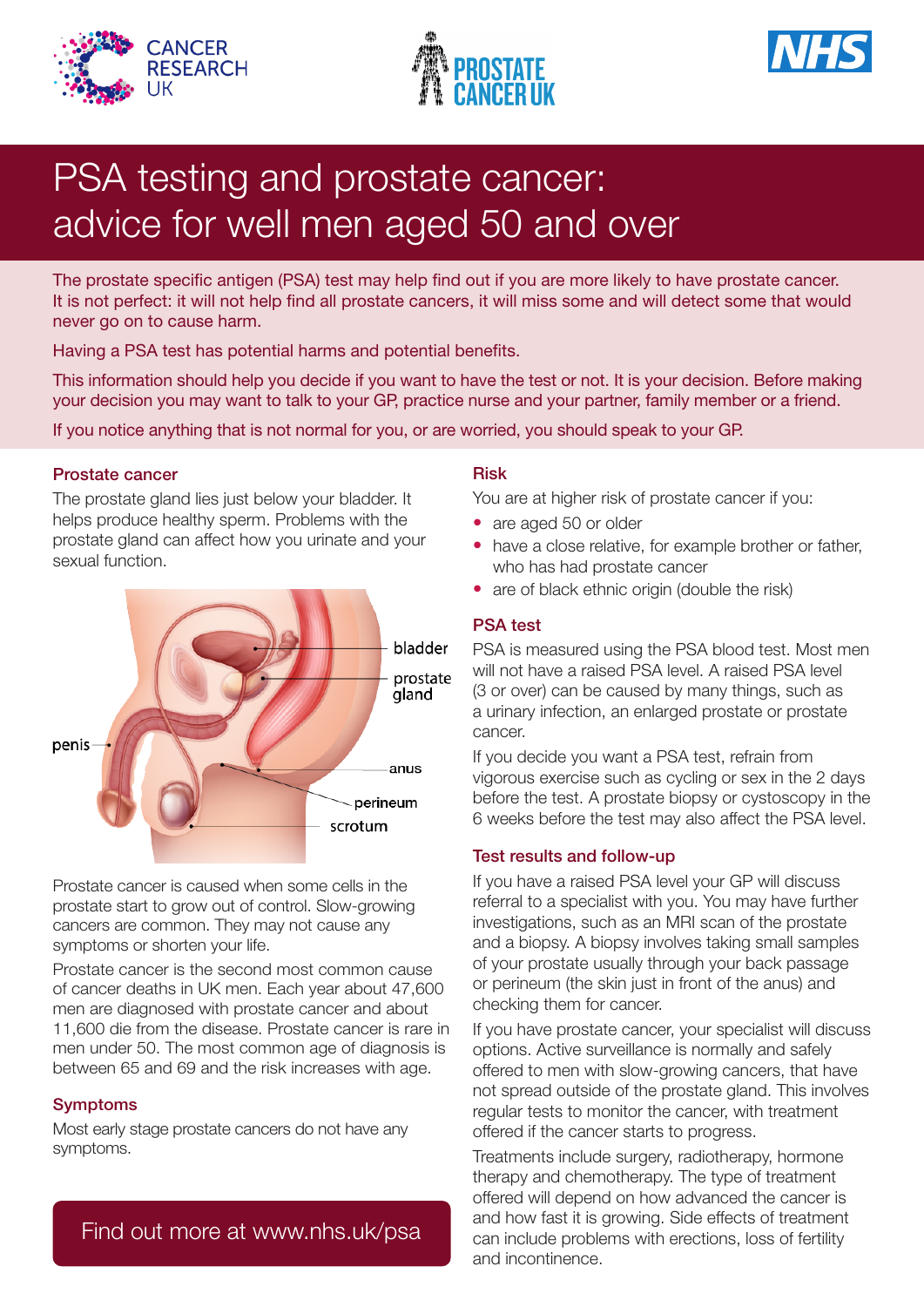# PSA testing and prostate cancer: advice for well men aged 50 and over

The prostate specific antigen (PSA) test may help find out if you are more likely to have prostate cancer. It is not perfect: it will not help find all prostate cancers, it will miss some and will detect some that would never go on to cause harm.

Having a PSA test has potential harms and potential benefits.

This information should help you decide if you want to have the test or not. It is your decision. Before making your decision you may want to talk to your GP, practice nurse and your partner, family member or a friend.

If you notice anything that is not normal for you, or are worried, you should speak to your GP.

## Prostate cancer

The prostate gland lies just below your bladder. It helps produce healthy sperm. Problems with the prostate gland can affect how you urinate and your sexual function.

Prostate cancer is caused when some cells in the prostate start to grow out of control. Slow-growing cancers are common. They may not cause any symptoms or shorten your life.

Prostate cancer is the second most common cause of cancer deaths in UK men. Each year about 47,600 men are diagnosed with prostate cancer and about 11,600 die from the disease. Prostate cancer is rare in men under 50. The most common age of diagnosis is between 65 and 69 and the risk increases with age.

## Symptoms

Most early stage prostate cancers do not have any symptoms.

Find out more at www.nhs.uk/psa

## Risk

You are at higher risk of prostate cancer if you:

- are aged 50 or older
- have a close relative, for example brother or father, who has had prostate cancer
- are of black ethnic origin (double the risk)

## PSA test

PSA is measured using the PSA blood test. Most men will not have a raised PSA level. A raised PSA level (3 or over) can be caused by many things, such as a urinary infection, an enlarged prostate or prostate cancer.

If you decide you want a PSA test, refrain from vigorous exercise such as cycling or sex in the 2 days before the test. A prostate biopsy or cystoscopy in the 6 weeks before the test may also affect the PSA level.

## Test results and follow-up

If you have a raised PSA level your GP will discuss referral to a specialist with you. You may have further investigations, such as an MRI scan of the prostate and a biopsy. A biopsy involves taking small samples of your prostate usually through your back passage or perineum (the skin just in front of the anus) and checking them for cancer.

If you have prostate cancer, your specialist will discuss options. Active surveillance is normally and safely offered to men with slow-growing cancers, that have not spread outside of the prostate gland. This involves regular tests to monitor the cancer, with treatment offered if the cancer starts to progress.

Treatments include surgery, radiotherapy, hormone therapy and chemotherapy. The type of treatment offered will depend on how advanced the cancer is and how fast it is growing. Side effects of treatment can include problems with erections, loss of fertility and incontinence.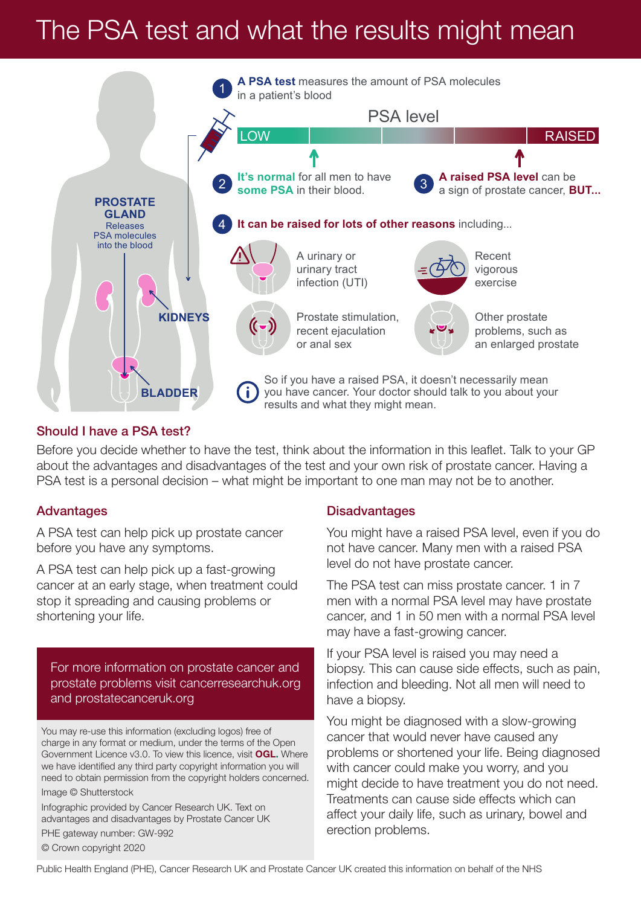# The PSA test and what the results might mean

PROSTATE GLAND
Releases PSA molecules into the blood

KIDNEYS

BLADDER

1. **A PSA test** measures the amount of PSA molecules in a patient's blood

PSA level

LOW

RAISED

2. **It's normal** for all men to have **some PSA** in their blood.

3. **A raised PSA level** can be a sign of prostate cancer, **BUT...**

4. **It can be raised for lots of other reasons** including...

- A urinary or urinary tract infection (UTI)
- Recent vigorous exercise
- Prostate stimulation, recent ejaculation or anal sex
- Other prostate problems, such as an enlarged prostate

So if you have a raised PSA, it doesn't necessarily mean you have cancer. Your doctor should talk to you about your results and what they might mean.

## Should I have a PSA test?

Before you decide whether to have the test, think about the information in this leaflet. Talk to your GP about the advantages and disadvantages of the test and your own risk of prostate cancer. Having a PSA test is a personal decision – what might be important to one man may not be to another.

### Advantages

A PSA test can help pick up prostate cancer before you have any symptoms.

A PSA test can help pick up a fast-growing cancer at an early stage, when treatment could stop it spreading and causing problems or shortening your life.

### Disadvantages

You might have a raised PSA level, even if you do not have cancer. Many men with a raised PSA level do not have prostate cancer.

The PSA test can miss prostate cancer. 1 in 7 men with a normal PSA level may have prostate cancer, and 1 in 50 men with a normal PSA level may have a fast-growing cancer.

If your PSA level is raised you may need a biopsy. This can cause side effects, such as pain, infection and bleeding. Not all men will need to have a biopsy.

You might be diagnosed with a slow-growing cancer that would never have caused any problems or shortened your life. Being diagnosed with cancer could make you worry, and you might decide to have treatment you do not need. Treatments can cause side effects which can affect your daily life, such as urinary, bowel and erection problems.

For more information on prostate cancer and prostate problems visit cancerresearchuk.org and prostatecanceruk.org

You may re-use this information (excluding logos) free of charge in any format or medium, under the terms of the Open Government Licence v3.0. To view this licence, visit **OGL.** Where we have identified any third party copyright information you will need to obtain permission from the copyright holders concerned.

Image © Shutterstock

Infographic provided by Cancer Research UK. Text on advantages and disadvantages by Prostate Cancer UK

PHE gateway number: GW-992

© Crown copyright 2020

Public Health England (PHE), Cancer Research UK and Prostate Cancer UK created this information on behalf of the NHS